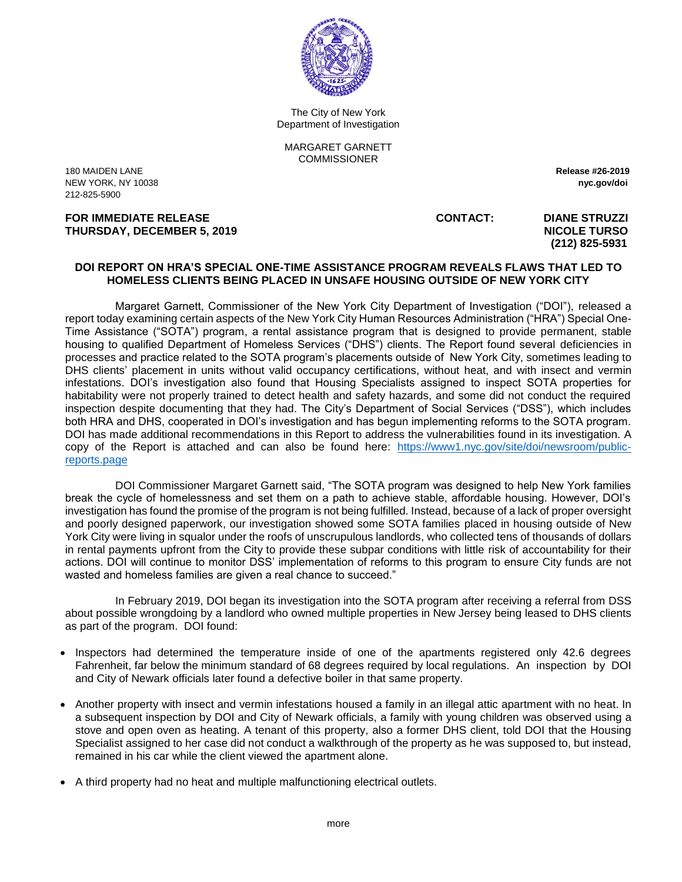The City of New York
Department of Investigation

MARGARET GARNETT
COMMISSIONER

180 MAIDEN LANE
NEW YORK, NY 10038
212-825-5900

**Release #26-2019**
**nyc.gov/doi**

**FOR IMMEDIATE RELEASE**
**THURSDAY, DECEMBER 5, 2019**

**CONTACT: DIANE STRUZZI**
**NICOLE TURSO**
**(212) 825-5931**

## DOI REPORT ON HRA'S SPECIAL ONE-TIME ASSISTANCE PROGRAM REVEALS FLAWS THAT LED TO HOMELESS CLIENTS BEING PLACED IN UNSAFE HOUSING OUTSIDE OF NEW YORK CITY

Margaret Garnett, Commissioner of the New York City Department of Investigation ("DOI"), released a report today examining certain aspects of the New York City Human Resources Administration ("HRA") Special One-Time Assistance ("SOTA") program, a rental assistance program that is designed to provide permanent, stable housing to qualified Department of Homeless Services ("DHS") clients. The Report found several deficiencies in processes and practice related to the SOTA program's placements outside of New York City, sometimes leading to DHS clients' placement in units without valid occupancy certifications, without heat, and with insect and vermin infestations. DOI's investigation also found that Housing Specialists assigned to inspect SOTA properties for habitability were not properly trained to detect health and safety hazards, and some did not conduct the required inspection despite documenting that they had. The City's Department of Social Services ("DSS"), which includes both HRA and DHS, cooperated in DOI's investigation and has begun implementing reforms to the SOTA program. DOI has made additional recommendations in this Report to address the vulnerabilities found in its investigation. A copy of the Report is attached and can also be found here: https://www1.nyc.gov/site/doi/newsroom/public-reports.page

DOI Commissioner Margaret Garnett said, "The SOTA program was designed to help New York families break the cycle of homelessness and set them on a path to achieve stable, affordable housing. However, DOI's investigation has found the promise of the program is not being fulfilled. Instead, because of a lack of proper oversight and poorly designed paperwork, our investigation showed some SOTA families placed in housing outside of New York City were living in squalor under the roofs of unscrupulous landlords, who collected tens of thousands of dollars in rental payments upfront from the City to provide these subpar conditions with little risk of accountability for their actions. DOI will continue to monitor DSS' implementation of reforms to this program to ensure City funds are not wasted and homeless families are given a real chance to succeed."

In February 2019, DOI began its investigation into the SOTA program after receiving a referral from DSS about possible wrongdoing by a landlord who owned multiple properties in New Jersey being leased to DHS clients as part of the program. DOI found:

- Inspectors had determined the temperature inside of one of the apartments registered only 42.6 degrees Fahrenheit, far below the minimum standard of 68 degrees required by local regulations. An inspection by DOI and City of Newark officials later found a defective boiler in that same property.
- Another property with insect and vermin infestations housed a family in an illegal attic apartment with no heat. In a subsequent inspection by DOI and City of Newark officials, a family with young children was observed using a stove and open oven as heating. A tenant of this property, also a former DHS client, told DOI that the Housing Specialist assigned to her case did not conduct a walkthrough of the property as he was supposed to, but instead, remained in his car while the client viewed the apartment alone.
- A third property had no heat and multiple malfunctioning electrical outlets.

more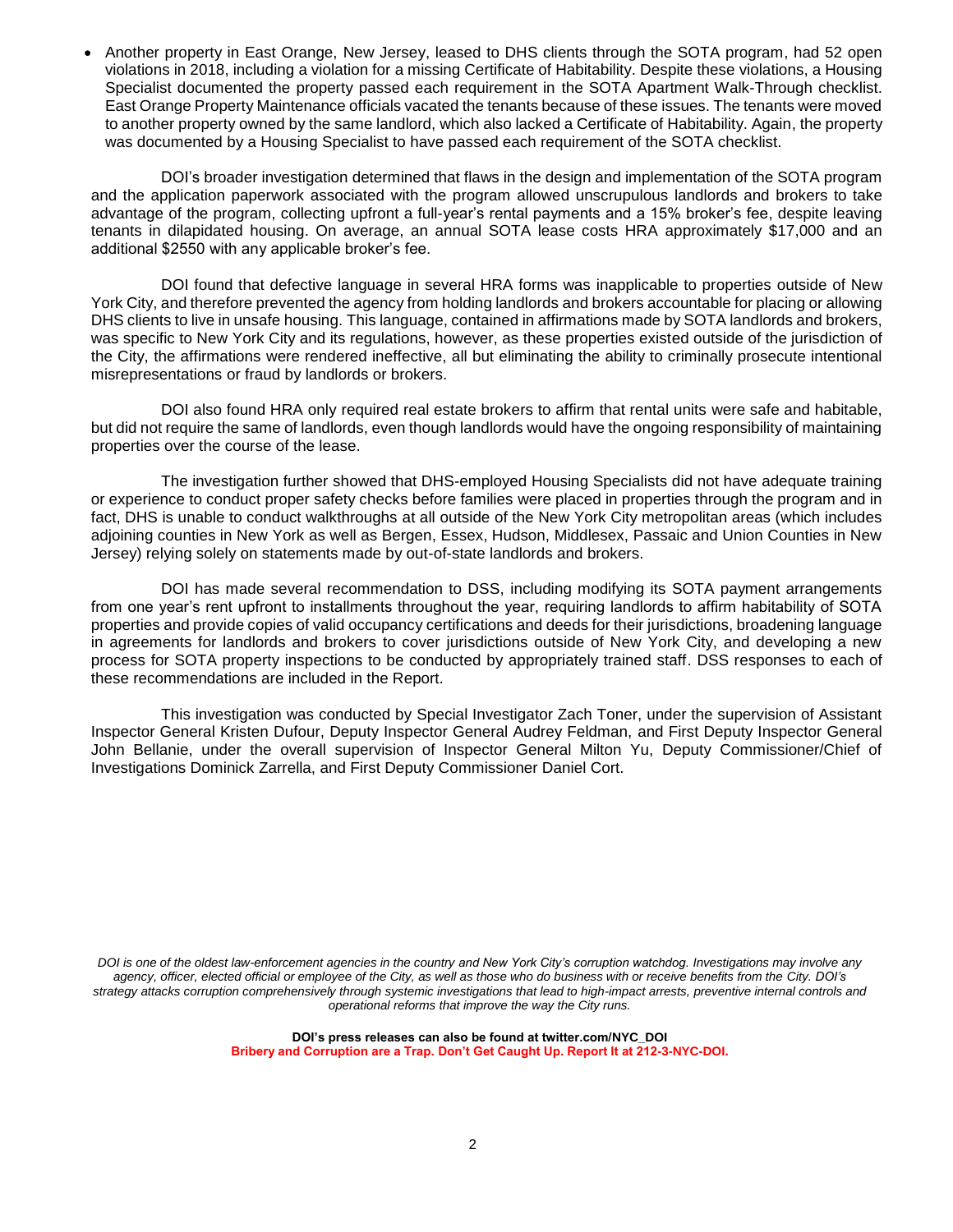- Another property in East Orange, New Jersey, leased to DHS clients through the SOTA program, had 52 open violations in 2018, including a violation for a missing Certificate of Habitability. Despite these violations, a Housing Specialist documented the property passed each requirement in the SOTA Apartment Walk-Through checklist. East Orange Property Maintenance officials vacated the tenants because of these issues. The tenants were moved to another property owned by the same landlord, which also lacked a Certificate of Habitability. Again, the property was documented by a Housing Specialist to have passed each requirement of the SOTA checklist.

DOI's broader investigation determined that flaws in the design and implementation of the SOTA program and the application paperwork associated with the program allowed unscrupulous landlords and brokers to take advantage of the program, collecting upfront a full-year's rental payments and a 15% broker's fee, despite leaving tenants in dilapidated housing. On average, an annual SOTA lease costs HRA approximately $17,000 and an additional $2550 with any applicable broker's fee.

DOI found that defective language in several HRA forms was inapplicable to properties outside of New York City, and therefore prevented the agency from holding landlords and brokers accountable for placing or allowing DHS clients to live in unsafe housing. This language, contained in affirmations made by SOTA landlords and brokers, was specific to New York City and its regulations, however, as these properties existed outside of the jurisdiction of the City, the affirmations were rendered ineffective, all but eliminating the ability to criminally prosecute intentional misrepresentations or fraud by landlords or brokers.

DOI also found HRA only required real estate brokers to affirm that rental units were safe and habitable, but did not require the same of landlords, even though landlords would have the ongoing responsibility of maintaining properties over the course of the lease.

The investigation further showed that DHS-employed Housing Specialists did not have adequate training or experience to conduct proper safety checks before families were placed in properties through the program and in fact, DHS is unable to conduct walkthroughs at all outside of the New York City metropolitan areas (which includes adjoining counties in New York as well as Bergen, Essex, Hudson, Middlesex, Passaic and Union Counties in New Jersey) relying solely on statements made by out-of-state landlords and brokers.

DOI has made several recommendation to DSS, including modifying its SOTA payment arrangements from one year's rent upfront to installments throughout the year, requiring landlords to affirm habitability of SOTA properties and provide copies of valid occupancy certifications and deeds for their jurisdictions, broadening language in agreements for landlords and brokers to cover jurisdictions outside of New York City, and developing a new process for SOTA property inspections to be conducted by appropriately trained staff. DSS responses to each of these recommendations are included in the Report.

This investigation was conducted by Special Investigator Zach Toner, under the supervision of Assistant Inspector General Kristen Dufour, Deputy Inspector General Audrey Feldman, and First Deputy Inspector General John Bellanie, under the overall supervision of Inspector General Milton Yu, Deputy Commissioner/Chief of Investigations Dominick Zarrella, and First Deputy Commissioner Daniel Cort.

*DOI is one of the oldest law-enforcement agencies in the country and New York City's corruption watchdog. Investigations may involve any agency, officer, elected official or employee of the City, as well as those who do business with or receive benefits from the City. DOI's strategy attacks corruption comprehensively through systemic investigations that lead to high-impact arrests, preventive internal controls and operational reforms that improve the way the City runs.*

**DOI's press releases can also be found at twitter.com/NYC_DOI**

**Bribery and Corruption are a Trap. Don't Get Caught Up. Report It at 212-3-NYC-DOI.**